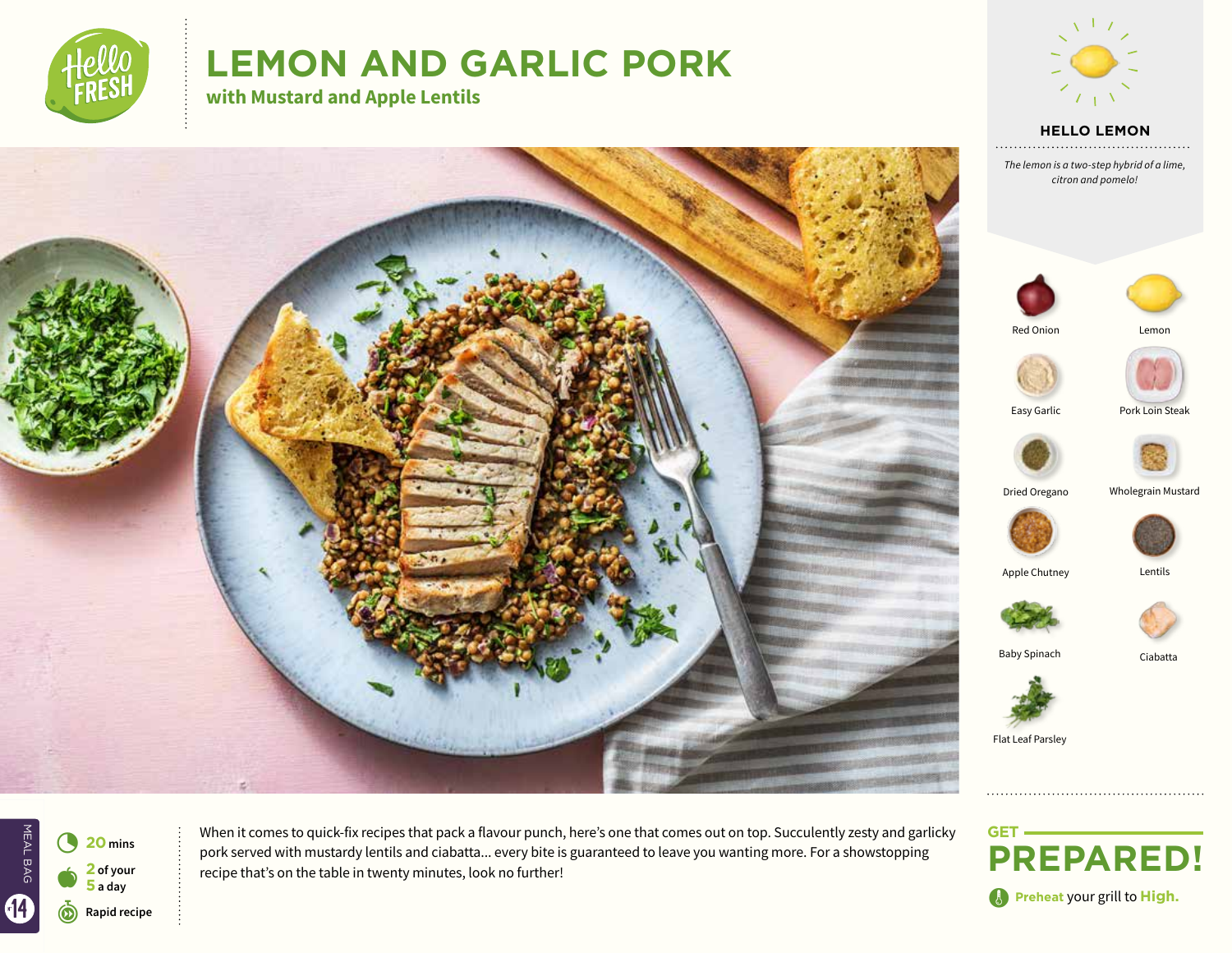# LEMON AND GARLIC PORK

## with Mustard and Apple Lentils

### HELLO LEMON

*The lemon is a two-step hybrid of a lime, citron and pomelo!*

- Red Onion
- Lemon
- Easy Garlic
- Pork Loin Steak
- Dried Oregano
- Wholegrain Mustard
- Apple Chutney
- Lentils
- Baby Spinach
- Ciabatta
- Flat Leaf Parsley

MEAL BAG 14

**20** mins

**2** of your **5** a day

Rapid recipe

When it comes to quick-fix recipes that pack a flavour punch, here's one that comes out on top. Succulently zesty and garlicky pork served with mustardy lentils and ciabatta... every bite is guaranteed to leave you wanting more. For a showstopping recipe that's on the table in twenty minutes, look no further!

## GET PREPARED!

**Preheat** your grill to **High.**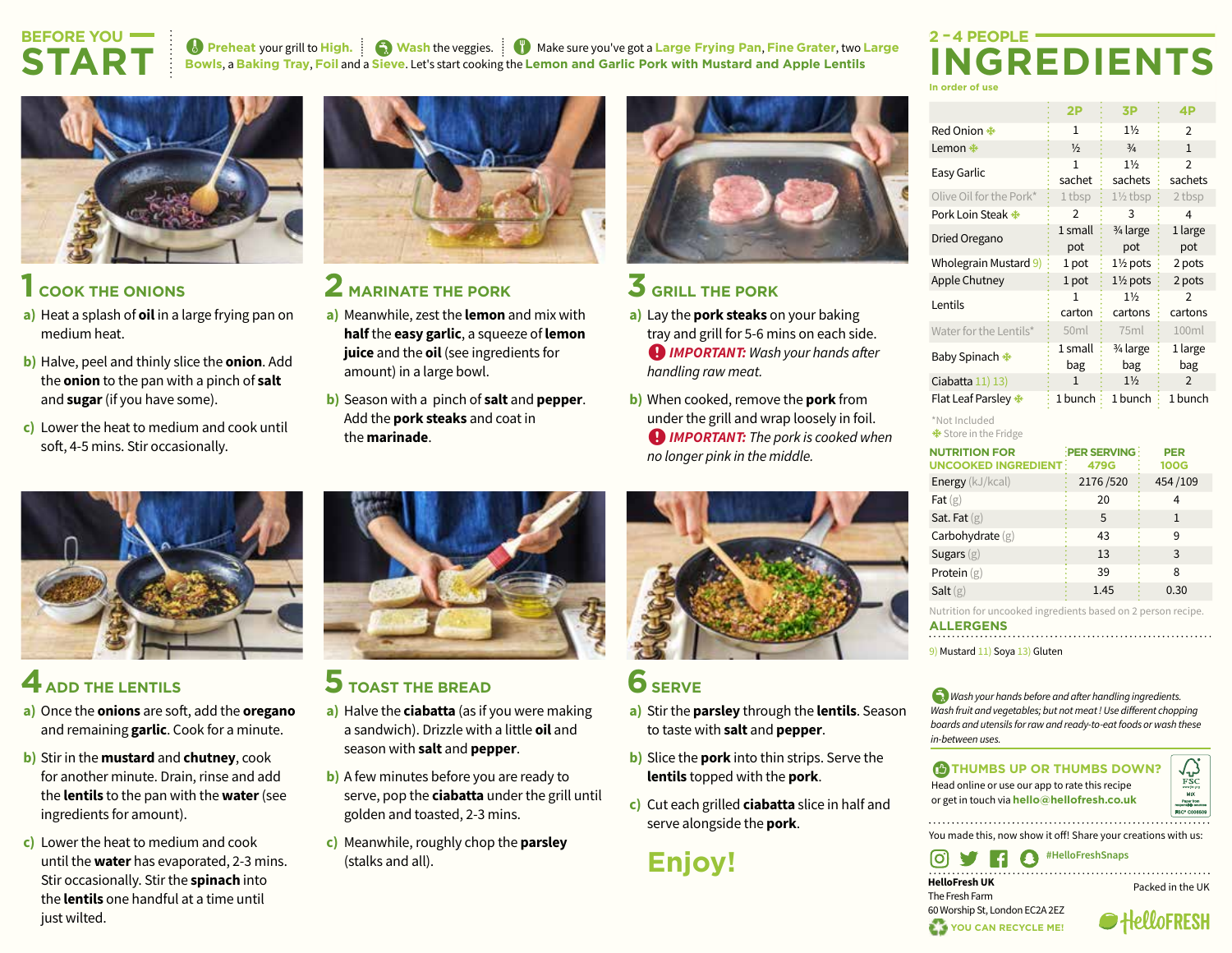# BEFORE YOU START

Preheat your grill to High. Wash the veggies. Make sure you've got a Large Frying Pan, Fine Grater, two Large Bowls, a Baking Tray, Foil and a Sieve. Let's start cooking the Lemon and Garlic Pork with Mustard and Apple Lentils

## 1 COOK THE ONIONS

a) Heat a splash of **oil** in a large frying pan on medium heat.

b) Halve, peel and thinly slice the **onion**. Add the **onion** to the pan with a pinch of **salt** and **sugar** (if you have some).

c) Lower the heat to medium and cook until soft, 4-5 mins. Stir occasionally.

## 2 MARINATE THE PORK

a) Meanwhile, zest the **lemon** and mix with **half** the **easy garlic**, a squeeze of **lemon juice** and the **oil** (see ingredients for amount) in a large bowl.

b) Season with a pinch of **salt** and **pepper**. Add the **pork steaks** and coat in the **marinade**.

## 3 GRILL THE PORK

a) Lay the **pork steaks** on your baking tray and grill for 5-6 mins on each side. ***IMPORTANT:*** *Wash your hands after handling raw meat.*

b) When cooked, remove the **pork** from under the grill and wrap loosely in foil. ***IMPORTANT:*** *The pork is cooked when no longer pink in the middle.*

## 4 ADD THE LENTILS

a) Once the **onions** are soft, add the **oregano** and remaining **garlic**. Cook for a minute.

b) Stir in the **mustard** and **chutney**, cook for another minute. Drain, rinse and add the **lentils** to the pan with the **water** (see ingredients for amount).

c) Lower the heat to medium and cook until the **water** has evaporated, 2-3 mins. Stir occasionally. Stir the **spinach** into the **lentils** one handful at a time until just wilted.

## 5 TOAST THE BREAD

a) Halve the **ciabatta** (as if you were making a sandwich). Drizzle with a little **oil** and season with **salt** and **pepper**.

b) A few minutes before you are ready to serve, pop the **ciabatta** under the grill until golden and toasted, 2-3 mins.

c) Meanwhile, roughly chop the **parsley** (stalks and all).

## 6 SERVE

a) Stir the **parsley** through the **lentils**. Season to taste with **salt** and **pepper**.

b) Slice the **pork** into thin strips. Serve the **lentils** topped with the **pork**.

c) Cut each grilled **ciabatta** slice in half and serve alongside the **pork**.

**Enjoy!**

# 2 - 4 PEOPLE INGREDIENTS

In order of use

| | 2P | 3P | 4P |
|---|---|---|---|
| Red Onion ❉ | 1 | 1½ | 2 |
| Lemon ❉ | ½ | ¾ | 1 |
| Easy Garlic | 1 sachet | 1½ sachets | 2 sachets |
| Olive Oil for the Pork* | 1 tbsp | 1½ tbsp | 2 tbsp |
| Pork Loin Steak ❉ | 2 | 3 | 4 |
| Dried Oregano | 1 small pot | ¾ large pot | 1 large pot |
| Wholegrain Mustard 9) | 1 pot | 1½ pots | 2 pots |
| Apple Chutney | 1 pot | 1½ pots | 2 pots |
| Lentils | 1 carton | 1½ cartons | 2 cartons |
| Water for the Lentils* | 50ml | 75ml | 100ml |
| Baby Spinach ❉ | 1 small bag | ¾ large bag | 1 large bag |
| Ciabatta 11) 13) | 1 | 1½ | 2 |
| Flat Leaf Parsley ❉ | 1 bunch | 1 bunch | 1 bunch |

*Not Included
❉ Store in the Fridge

| NUTRITION FOR UNCOOKED INGREDIENT | PER SERVING 479G | PER 100G |
|---|---|---|
| Energy (kJ/kcal) | 2176 /520 | 454 /109 |
| Fat (g) | 20 | 4 |
| Sat. Fat (g) | 5 | 1 |
| Carbohydrate (g) | 43 | 9 |
| Sugars (g) | 13 | 3 |
| Protein (g) | 39 | 8 |
| Salt (g) | 1.45 | 0.30 |

Nutrition for uncooked ingredients based on 2 person recipe.

## ALLERGENS

9) Mustard 11) Soya 13) Gluten

*Wash your hands before and after handling ingredients. Wash fruit and vegetables; but not meat ! Use different chopping boards and utensils for raw and ready-to-eat foods or wash these in-between uses.*

**THUMBS UP OR THUMBS DOWN?**
Head online or use our app to rate this recipe or get in touch via hello@hellofresh.co.uk

You made this, now show it off! Share your creations with us:
#HelloFreshSnaps

**HelloFresh UK**
The Fresh Farm
60 Worship St, London EC2A 2EZ

Packed in the UK

YOU CAN RECYCLE ME!